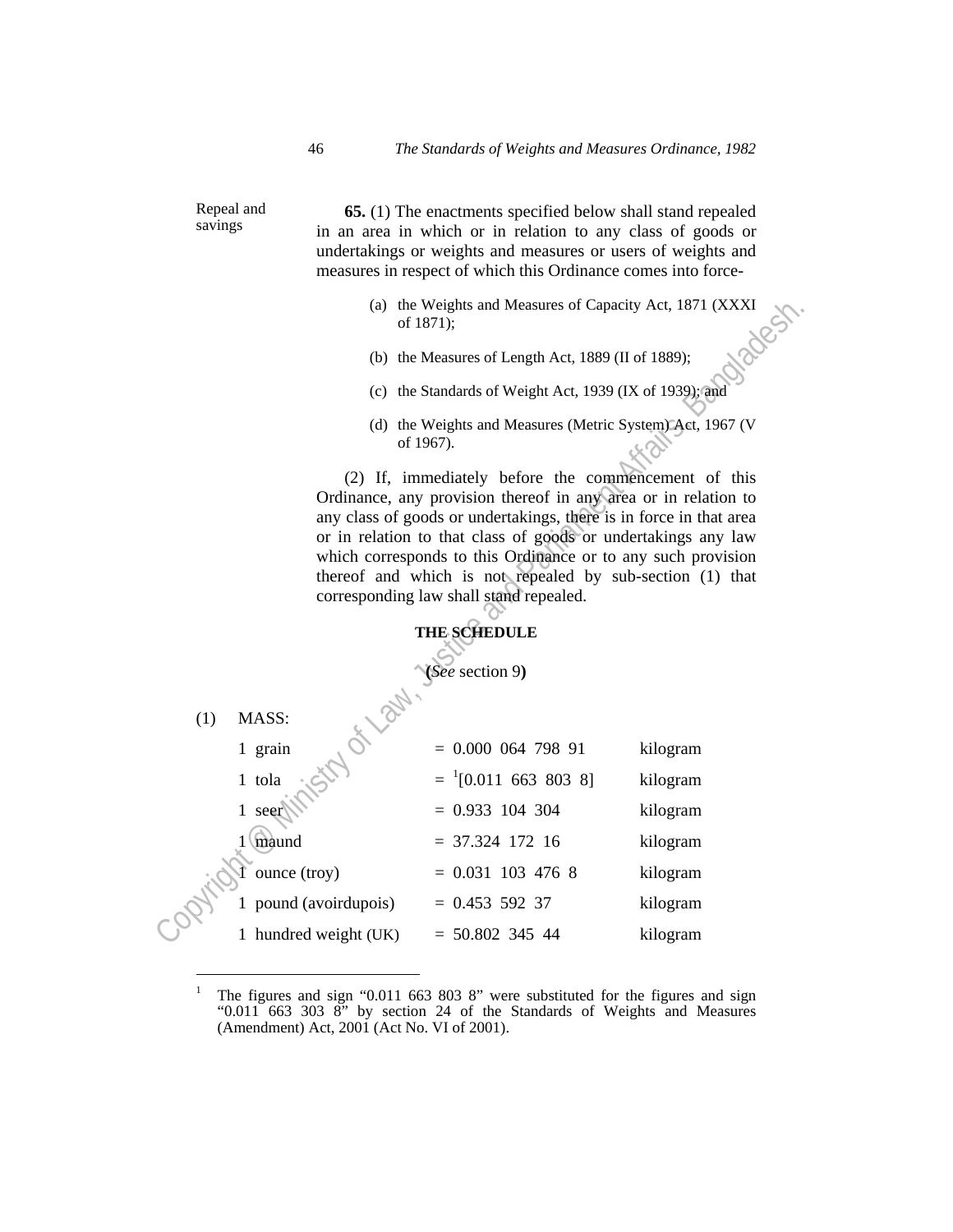**Repeal and savings**

**65.** (1) The enactments specified below shall stand repealed in an area in which or in relation to any class of goods or undertakings or weights and measures or users of weights and measures in respect of which this Ordinance comes into force-

(a) the Weights and Measures of Capacity Act, 1871 (XXXI of 1871);

(b) the Measures of Length Act, 1889 (II of 1889);

(c) the Standards of Weight Act, 1939 (IX of 1939); and

(d) the Weights and Measures (Metric System) Act, 1967 (V of 1967).

(2) If, immediately before the commencement of this Ordinance, any provision thereof in any area or in relation to any class of goods or undertakings, there is in force in that area or in relation to that class of goods or undertakings any law which corresponds to this Ordinance or to any such provision thereof and which is not repealed by sub-section (1) that corresponding law shall stand repealed.

## THE SCHEDULE

**(***See* section 9**)**

(1) MASS:

| | | |
|---|---|---|
| 1 grain | = 0.000 064 798 91 | kilogram |
| 1 tola | = [1][0.011 663 803 8] | kilogram |
| 1 seer | = 0.933 104 304 | kilogram |
| 1 maund | = 37.324 172 16 | kilogram |
| 1 ounce (troy) | = 0.031 103 476 8 | kilogram |
| 1 pound (avoirdupois) | = 0.453 592 37 | kilogram |
| 1 hundred weight (UK) | = 50.802 345 44 | kilogram |

---

[1] The figures and sign "0.011 663 803 8" were substituted for the figures and sign "0.011 663 303 8" by section 24 of the Standards of Weights and Measures (Amendment) Act, 2001 (Act No. VI of 2001).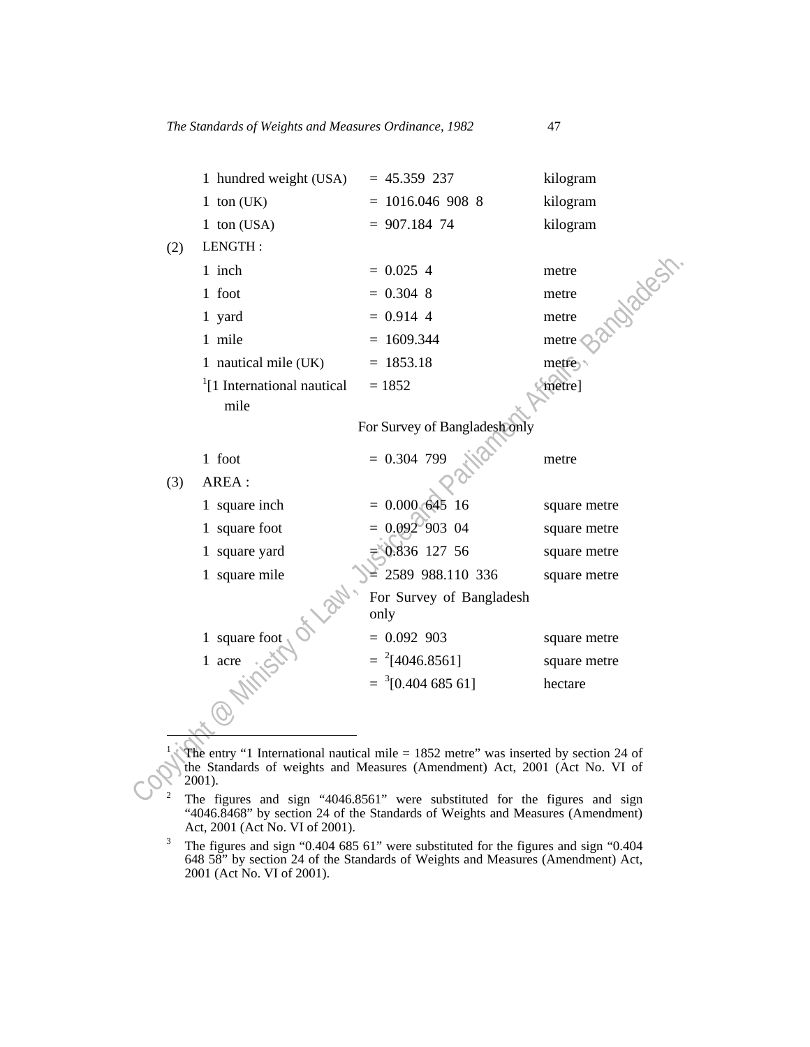| | | | |
|---|---|---|---|
| | 1 hundred weight (USA) | = 45.359 237 | kilogram |
| | 1 ton (UK) | = 1016.046 908 8 | kilogram |
| | 1 ton (USA) | = 907.184 74 | kilogram |
| (2) | LENGTH : | | |
| | 1 inch | = 0.025 4 | metre |
| | 1 foot | = 0.304 8 | metre |
| | 1 yard | = 0.914 4 | metre |
| | 1 mile | = 1609.344 | metre |
| | 1 nautical mile (UK) | = 1853.18 | metre |
| | [1][1 International nautical mile | = 1852 | metre] |
| | | For Survey of Bangladesh only | |
| | 1 foot | = 0.304 799 | metre |
| (3) | AREA : | | |
| | 1 square inch | = 0.000 645 16 | square metre |
| | 1 square foot | = 0.092 903 04 | square metre |
| | 1 square yard | = 0.836 127 56 | square metre |
| | 1 square mile | = 2589 988.110 336 | square metre |
| | | For Survey of Bangladesh only | |
| | 1 square foot | = 0.092 903 | square metre |
| | 1 acre | = [2][4046.8561] | square metre |
| | | = [3][0.404 685 61] | hectare |

---

[1] The entry "1 International nautical mile = 1852 metre" was inserted by section 24 of the Standards of weights and Measures (Amendment) Act, 2001 (Act No. VI of 2001).

[2] The figures and sign "4046.8561" were substituted for the figures and sign "4046.8468" by section 24 of the Standards of Weights and Measures (Amendment) Act, 2001 (Act No. VI of 2001).

[3] The figures and sign "0.404 685 61" were substituted for the figures and sign "0.404 648 58" by section 24 of the Standards of Weights and Measures (Amendment) Act, 2001 (Act No. VI of 2001).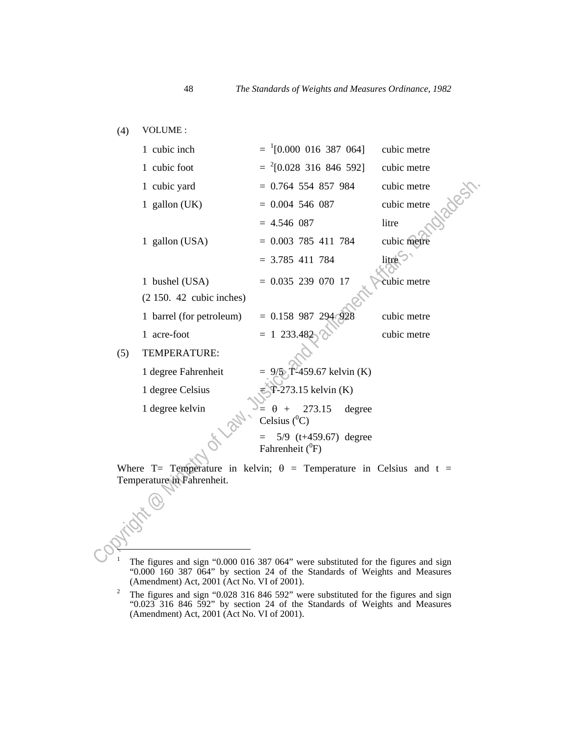(4) VOLUME :

| | | |
|---|---|---|
| 1 cubic inch | = [1][0.000 016 387 064] | cubic metre |
| 1 cubic foot | = [2][0.028 316 846 592] | cubic metre |
| 1 cubic yard | = 0.764 554 857 984 | cubic metre |
| 1 gallon (UK) | = 0.004 546 087 | cubic metre |
| | = 4.546 087 | litre |
| 1 gallon (USA) | = 0.003 785 411 784 | cubic metre |
| | = 3.785 411 784 | litre |
| 1 bushel (USA) (2 150. 42 cubic inches) | = 0.035 239 070 17 | cubic metre |
| 1 barrel (for petroleum) | = 0.158 987 294 928 | cubic metre |
| 1 acre-foot | = 1 233.482 | cubic metre |

(5) TEMPERATURE:

| | |
|---|---|
| 1 degree Fahrenheit | = 9/5 T-459.67 kelvin (K) |
| 1 degree Celsius | = T-273.15 kelvin (K) |
| 1 degree kelvin | = $\theta$ + 273.15 degree Celsius ($^0$C) |
| | = 5/9 (t+459.67) degree Fahrenheit ($^0$F) |

Where T= Temperature in kelvin; $\theta$ = Temperature in Celsius and t = Temperature in Fahrenheit.

---

[1] The figures and sign "0.000 016 387 064" were substituted for the figures and sign "0.000 160 387 064" by section 24 of the Standards of Weights and Measures (Amendment) Act, 2001 (Act No. VI of 2001).

[2] The figures and sign "0.028 316 846 592" were substituted for the figures and sign "0.023 316 846 592" by section 24 of the Standards of Weights and Measures (Amendment) Act, 2001 (Act No. VI of 2001).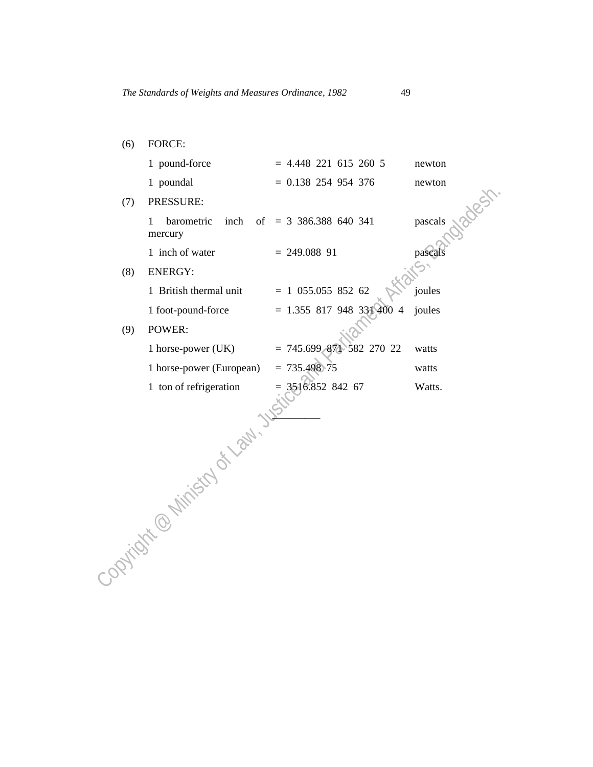| | | | |
|---|---|---|---|
| (6) | FORCE: | | |
| | 1 pound-force | = 4.448 221 615 260 5 | newton |
| | 1 poundal | = 0.138 254 954 376 | newton |
| (7) | PRESSURE: | | |
| | 1 barometric inch of mercury | = 3 386.388 640 341 | pascals |
| | 1 inch of water | = 249.088 91 | pascals |
| (8) | ENERGY: | | |
| | 1 British thermal unit | = 1 055.055 852 62 | joules |
| | 1 foot-pound-force | = 1.355 817 948 331 400 4 | joules |
| (9) | POWER: | | |
| | 1 horse-power (UK) | = 745.699 871 582 270 22 | watts |
| | 1 horse-power (European) | = 735.498 75 | watts |
| | 1 ton of refrigeration | = 3516.852 842 67 | Watts. |

\_\_\_\_\_\_\_\_\_